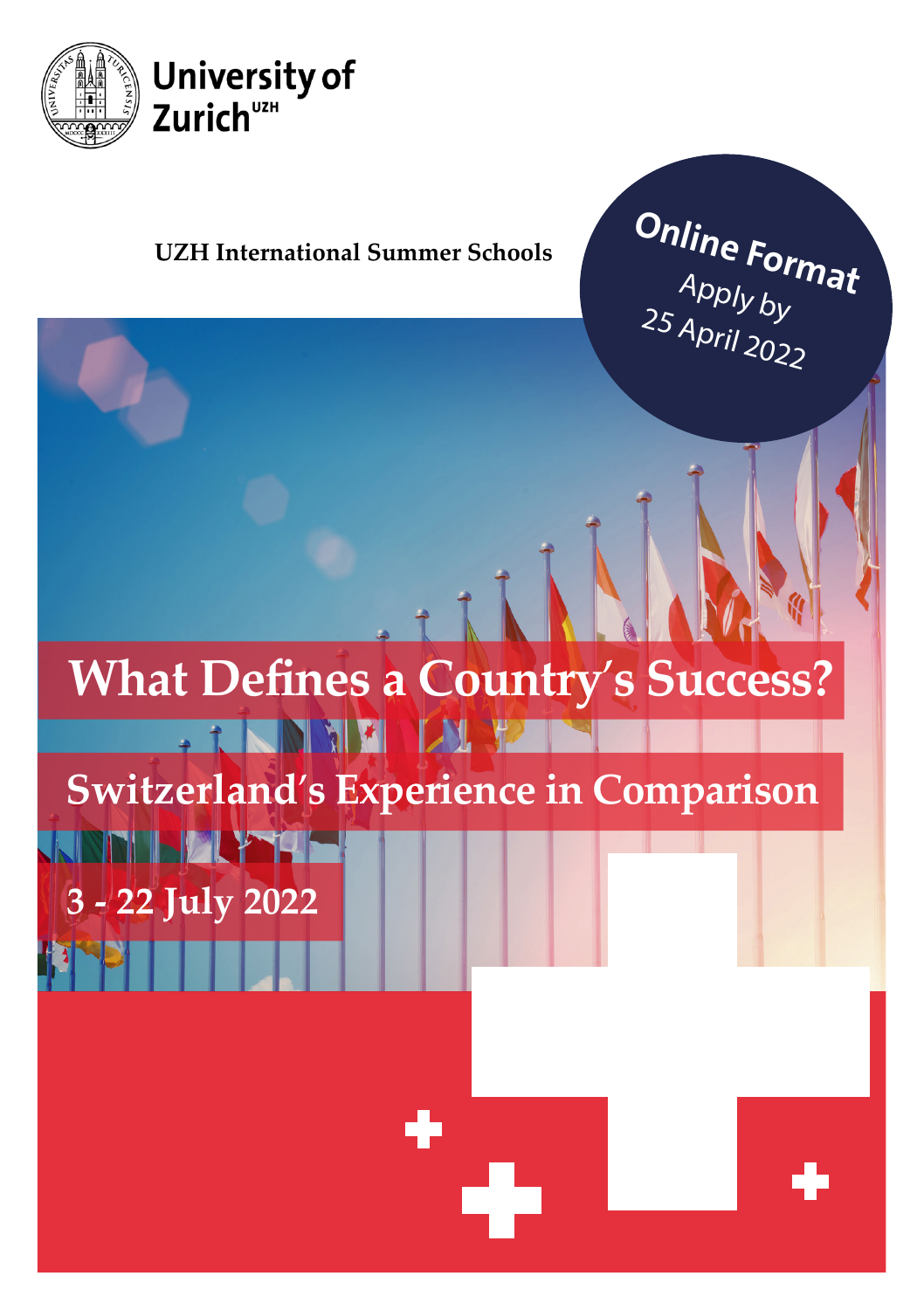University of Zurich[UZH]

UZH International Summer Schools

**Online Format**
Apply by
25 April 2022

# What Defines a Country's Success?

## Switzerland's Experience in Comparison

**3 - 22 July 2022**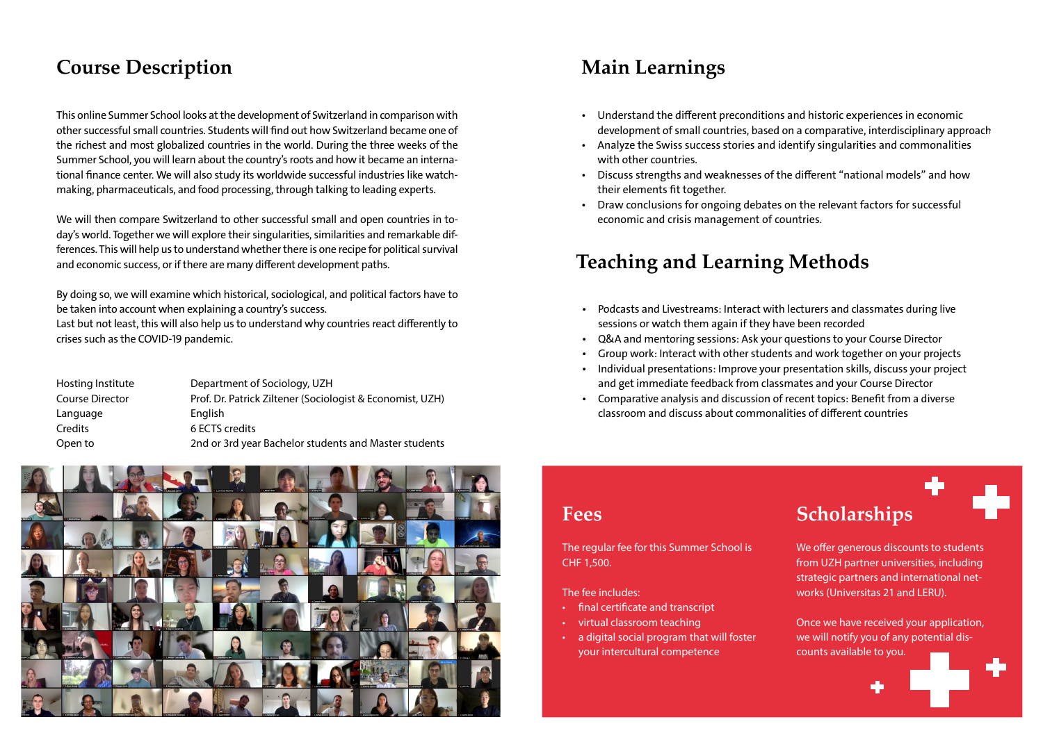## Course Description

This online Summer School looks at the development of Switzerland in comparison with other successful small countries. Students will find out how Switzerland became one of the richest and most globalized countries in the world. During the three weeks of the Summer School, you will learn about the country's roots and how it became an international finance center. We will also study its worldwide successful industries like watchmaking, pharmaceuticals, and food processing, through talking to leading experts.

We will then compare Switzerland to other successful small and open countries in today's world. Together we will explore their singularities, similarities and remarkable differences. This will help us to understand whether there is one recipe for political survival and economic success, or if there are many different development paths.

By doing so, we will examine which historical, sociological, and political factors have to be taken into account when explaining a country's success.
Last but not least, this will also help us to understand why countries react differently to crises such as the COVID-19 pandemic.

| | |
|---|---|
| Hosting Institute | Department of Sociology, UZH |
| Course Director | Prof. Dr. Patrick Ziltener (Sociologist & Economist, UZH) |
| Language | English |
| Credits | 6 ECTS credits |
| Open to | 2nd or 3rd year Bachelor students and Master students |

## Main Learnings

- Understand the different preconditions and historic experiences in economic development of small countries, based on a comparative, interdisciplinary approach
- Analyze the Swiss success stories and identify singularities and commonalities with other countries.
- Discuss strengths and weaknesses of the different "national models" and how their elements fit together.
- Draw conclusions for ongoing debates on the relevant factors for successful economic and crisis management of countries.

## Teaching and Learning Methods

- Podcasts and Livestreams: Interact with lecturers and classmates during live sessions or watch them again if they have been recorded
- Q&A and mentoring sessions: Ask your questions to your Course Director
- Group work: Interact with other students and work together on your projects
- Individual presentations: Improve your presentation skills, discuss your project and get immediate feedback from classmates and your Course Director
- Comparative analysis and discussion of recent topics: Benefit from a diverse classroom and discuss about commonalities of different countries

## Fees

The regular fee for this Summer School is CHF 1,500.

The fee includes:

- final certificate and transcript
- virtual classroom teaching
- a digital social program that will foster your intercultural competence

## Scholarships

We offer generous discounts to students from UZH partner universities, including strategic partners and international networks (Universitas 21 and LERU).

Once we have received your application, we will notify you of any potential discounts available to you.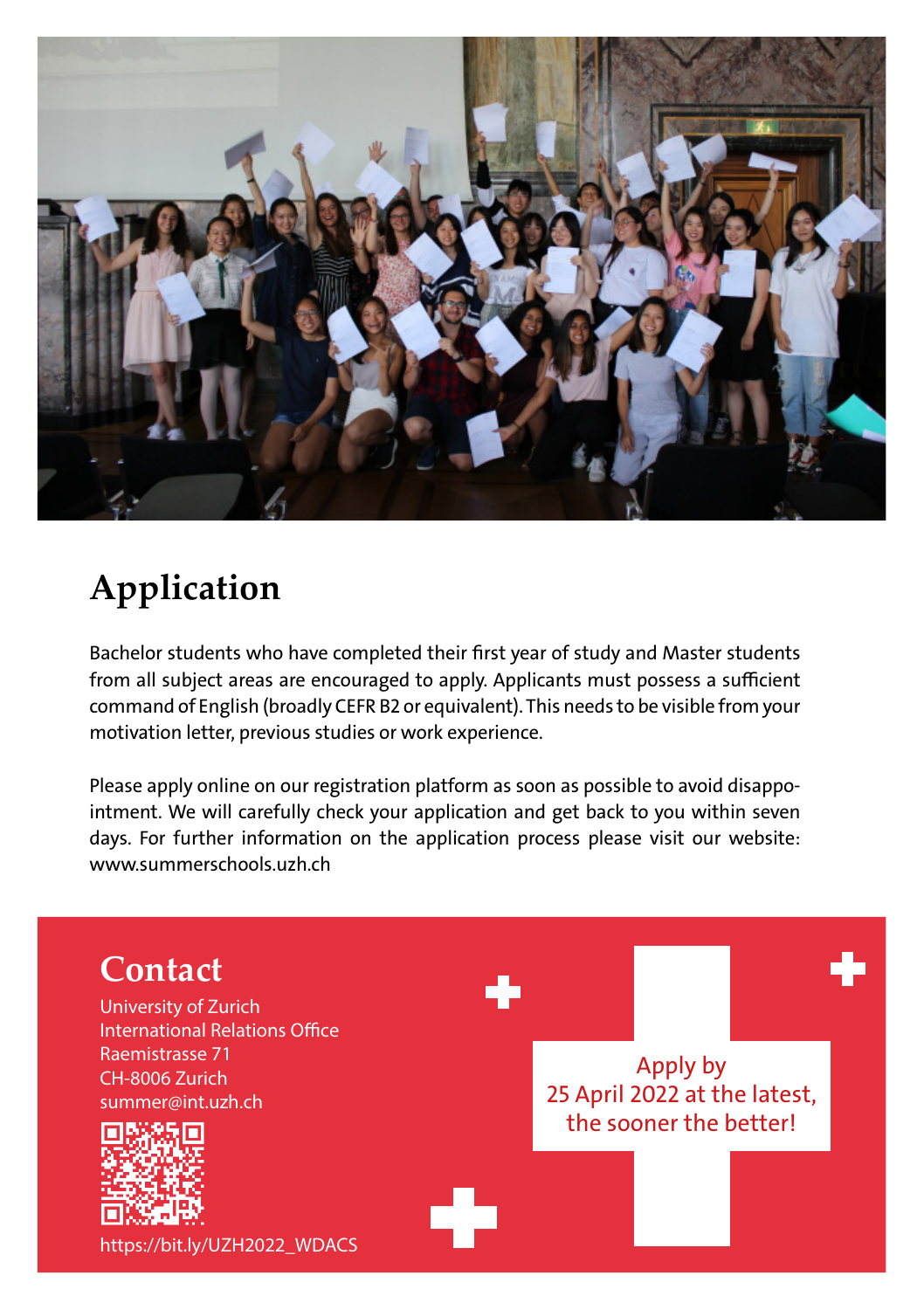## Application

Bachelor students who have completed their first year of study and Master students from all subject areas are encouraged to apply. Applicants must possess a sufficient command of English (broadly CEFR B2 or equivalent). This needs to be visible from your motivation letter, previous studies or work experience.

Please apply online on our registration platform as soon as possible to avoid disappointment. We will carefully check your application and get back to you within seven days. For further information on the application process please visit our website: www.summerschools.uzh.ch

## Contact

University of Zurich
International Relations Office
Raemistrasse 71
CH-8006 Zurich
summer@int.uzh.ch

https://bit.ly/UZH2022_WDACS

Apply by
25 April 2022 at the latest,
the sooner the better!